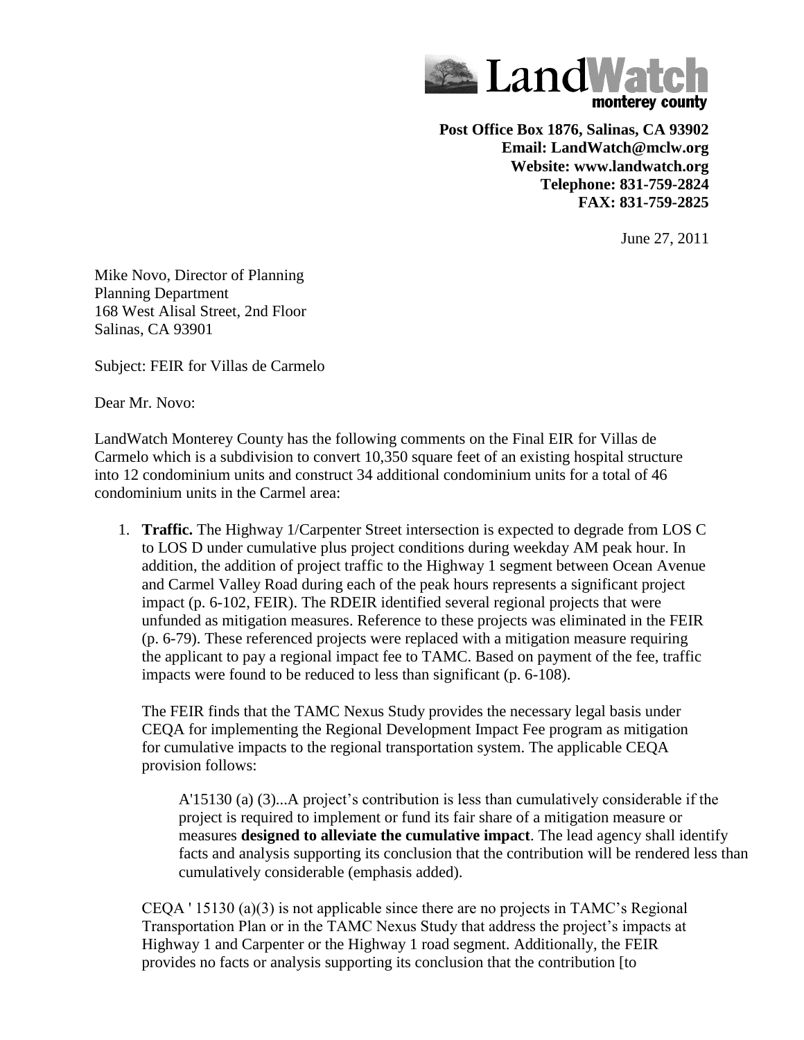**LandWatch monterey county**

**Post Office Box 1876, Salinas, CA 93902**
**Email: LandWatch@mclw.org**
**Website: www.landwatch.org**
**Telephone: 831-759-2824**
**FAX: 831-759-2825**

June 27, 2011

Mike Novo, Director of Planning
Planning Department
168 West Alisal Street, 2nd Floor
Salinas, CA 93901

Subject: FEIR for Villas de Carmelo

Dear Mr. Novo:

LandWatch Monterey County has the following comments on the Final EIR for Villas de Carmelo which is a subdivision to convert 10,350 square feet of an existing hospital structure into 12 condominium units and construct 34 additional condominium units for a total of 46 condominium units in the Carmel area:

1. **Traffic.** The Highway 1/Carpenter Street intersection is expected to degrade from LOS C to LOS D under cumulative plus project conditions during weekday AM peak hour. In addition, the addition of project traffic to the Highway 1 segment between Ocean Avenue and Carmel Valley Road during each of the peak hours represents a significant project impact (p. 6-102, FEIR). The RDEIR identified several regional projects that were unfunded as mitigation measures. Reference to these projects was eliminated in the FEIR (p. 6-79). These referenced projects were replaced with a mitigation measure requiring the applicant to pay a regional impact fee to TAMC. Based on payment of the fee, traffic impacts were found to be reduced to less than significant (p. 6-108).

   The FEIR finds that the TAMC Nexus Study provides the necessary legal basis under CEQA for implementing the Regional Development Impact Fee program as mitigation for cumulative impacts to the regional transportation system. The applicable CEQA provision follows:

   > A'15130 (a) (3)...A project's contribution is less than cumulatively considerable if the project is required to implement or fund its fair share of a mitigation measure or measures **designed to alleviate the cumulative impact**. The lead agency shall identify facts and analysis supporting its conclusion that the contribution will be rendered less than cumulatively considerable (emphasis added).

   CEQA ' 15130 (a)(3) is not applicable since there are no projects in TAMC's Regional Transportation Plan or in the TAMC Nexus Study that address the project's impacts at Highway 1 and Carpenter or the Highway 1 road segment. Additionally, the FEIR provides no facts or analysis supporting its conclusion that the contribution [to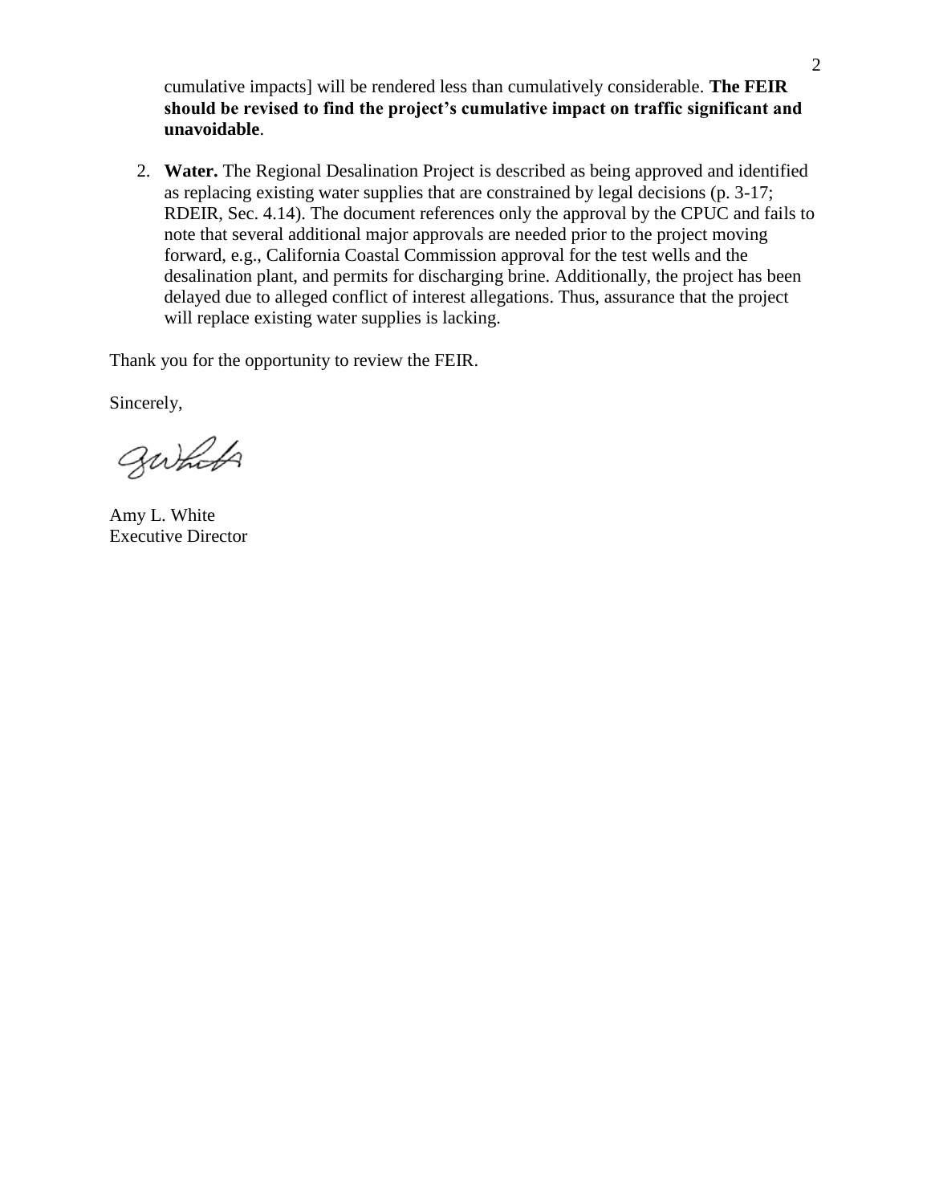cumulative impacts] will be rendered less than cumulatively considerable. **The FEIR should be revised to find the project's cumulative impact on traffic significant and unavoidable**.

2. **Water.** The Regional Desalination Project is described as being approved and identified as replacing existing water supplies that are constrained by legal decisions (p. 3-17; RDEIR, Sec. 4.14). The document references only the approval by the CPUC and fails to note that several additional major approvals are needed prior to the project moving forward, e.g., California Coastal Commission approval for the test wells and the desalination plant, and permits for discharging brine. Additionally, the project has been delayed due to alleged conflict of interest allegations. Thus, assurance that the project will replace existing water supplies is lacking.

Thank you for the opportunity to review the FEIR.

Sincerely,

Amy L. White
Executive Director